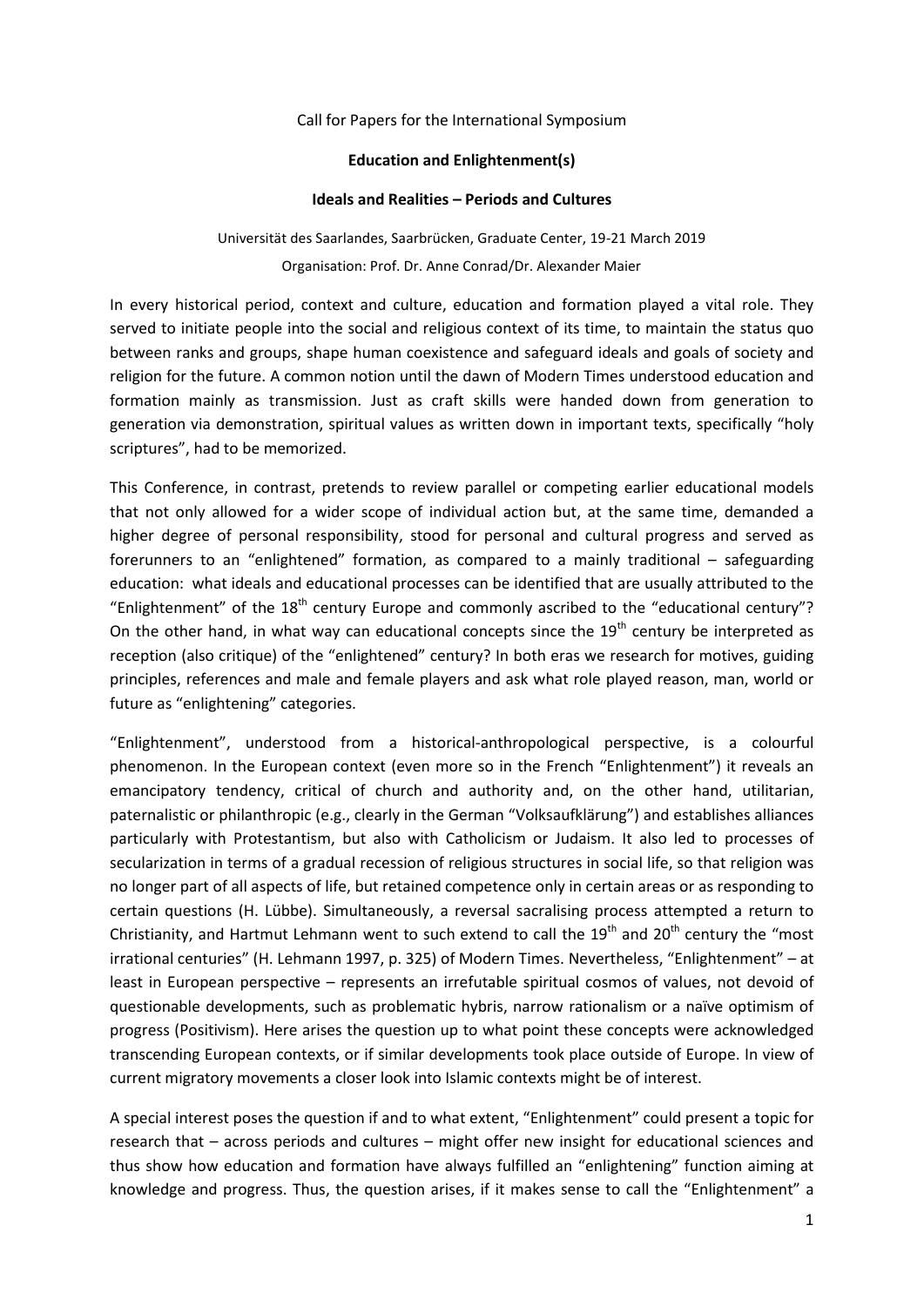Call for Papers for the International Symposium

**Education and Enlightenment(s)**

**Ideals and Realities – Periods and Cultures**

Universität des Saarlandes, Saarbrücken, Graduate Center, 19-21 March 2019

Organisation: Prof. Dr. Anne Conrad/Dr. Alexander Maier

In every historical period, context and culture, education and formation played a vital role. They served to initiate people into the social and religious context of its time, to maintain the status quo between ranks and groups, shape human coexistence and safeguard ideals and goals of society and religion for the future. A common notion until the dawn of Modern Times understood education and formation mainly as transmission. Just as craft skills were handed down from generation to generation via demonstration, spiritual values as written down in important texts, specifically "holy scriptures", had to be memorized.

This Conference, in contrast, pretends to review parallel or competing earlier educational models that not only allowed for a wider scope of individual action but, at the same time, demanded a higher degree of personal responsibility, stood for personal and cultural progress and served as forerunners to an "enlightened" formation, as compared to a mainly traditional – safeguarding education: what ideals and educational processes can be identified that are usually attributed to the "Enlightenment" of the 18th century Europe and commonly ascribed to the "educational century"? On the other hand, in what way can educational concepts since the 19th century be interpreted as reception (also critique) of the "enlightened" century? In both eras we research for motives, guiding principles, references and male and female players and ask what role played reason, man, world or future as "enlightening" categories.

"Enlightenment", understood from a historical-anthropological perspective, is a colourful phenomenon. In the European context (even more so in the French "Enlightenment") it reveals an emancipatory tendency, critical of church and authority and, on the other hand, utilitarian, paternalistic or philanthropic (e.g., clearly in the German "Volksaufklärung") and establishes alliances particularly with Protestantism, but also with Catholicism or Judaism. It also led to processes of secularization in terms of a gradual recession of religious structures in social life, so that religion was no longer part of all aspects of life, but retained competence only in certain areas or as responding to certain questions (H. Lübbe). Simultaneously, a reversal sacralising process attempted a return to Christianity, and Hartmut Lehmann went to such extend to call the 19th and 20th century the "most irrational centuries" (H. Lehmann 1997, p. 325) of Modern Times. Nevertheless, "Enlightenment" – at least in European perspective – represents an irrefutable spiritual cosmos of values, not devoid of questionable developments, such as problematic hybris, narrow rationalism or a naïve optimism of progress (Positivism). Here arises the question up to what point these concepts were acknowledged transcending European contexts, or if similar developments took place outside of Europe. In view of current migratory movements a closer look into Islamic contexts might be of interest.

A special interest poses the question if and to what extent, "Enlightenment" could present a topic for research that – across periods and cultures – might offer new insight for educational sciences and thus show how education and formation have always fulfilled an "enlightening" function aiming at knowledge and progress. Thus, the question arises, if it makes sense to call the "Enlightenment" a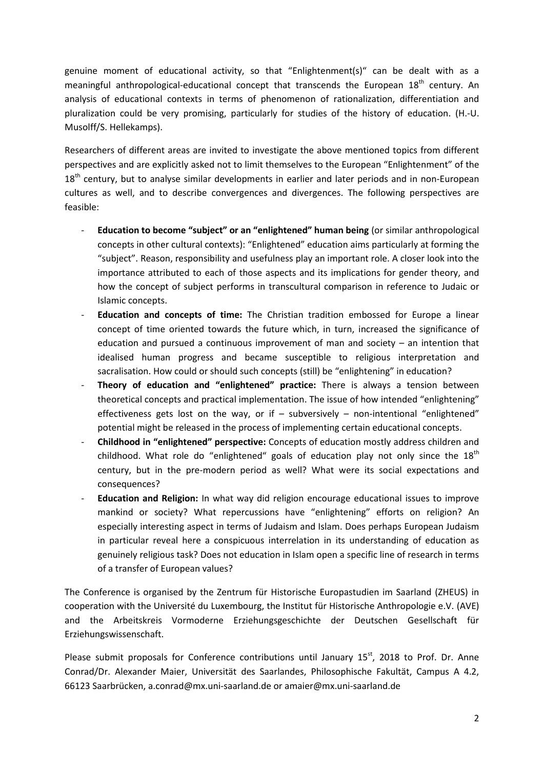genuine moment of educational activity, so that "Enlightenment(s)" can be dealt with as a meaningful anthropological-educational concept that transcends the European 18th century. An analysis of educational contexts in terms of phenomenon of rationalization, differentiation and pluralization could be very promising, particularly for studies of the history of education. (H.-U. Musolff/S. Hellekamps).

Researchers of different areas are invited to investigate the above mentioned topics from different perspectives and are explicitly asked not to limit themselves to the European "Enlightenment" of the 18th century, but to analyse similar developments in earlier and later periods and in non-European cultures as well, and to describe convergences and divergences. The following perspectives are feasible:

- **Education to become "subject" or an "enlightened" human being** (or similar anthropological concepts in other cultural contexts): "Enlightened" education aims particularly at forming the "subject". Reason, responsibility and usefulness play an important role. A closer look into the importance attributed to each of those aspects and its implications for gender theory, and how the concept of subject performs in transcultural comparison in reference to Judaic or Islamic concepts.
- **Education and concepts of time:** The Christian tradition embossed for Europe a linear concept of time oriented towards the future which, in turn, increased the significance of education and pursued a continuous improvement of man and society – an intention that idealised human progress and became susceptible to religious interpretation and sacralisation. How could or should such concepts (still) be "enlightening" in education?
- **Theory of education and "enlightened" practice:** There is always a tension between theoretical concepts and practical implementation. The issue of how intended "enlightening" effectiveness gets lost on the way, or if – subversively – non-intentional "enlightened" potential might be released in the process of implementing certain educational concepts.
- **Childhood in "enlightened" perspective:** Concepts of education mostly address children and childhood. What role do "enlightened" goals of education play not only since the 18th century, but in the pre-modern period as well? What were its social expectations and consequences?
- **Education and Religion:** In what way did religion encourage educational issues to improve mankind or society? What repercussions have "enlightening" efforts on religion? An especially interesting aspect in terms of Judaism and Islam. Does perhaps European Judaism in particular reveal here a conspicuous interrelation in its understanding of education as genuinely religious task? Does not education in Islam open a specific line of research in terms of a transfer of European values?

The Conference is organised by the Zentrum für Historische Europastudien im Saarland (ZHEUS) in cooperation with the Université du Luxembourg, the Institut für Historische Anthropologie e.V. (AVE) and the Arbeitskreis Vormoderne Erziehungsgeschichte der Deutschen Gesellschaft für Erziehungswissenschaft.

Please submit proposals for Conference contributions until January 15st, 2018 to Prof. Dr. Anne Conrad/Dr. Alexander Maier, Universität des Saarlandes, Philosophische Fakultät, Campus A 4.2, 66123 Saarbrücken, a.conrad@mx.uni-saarland.de or amaier@mx.uni-saarland.de